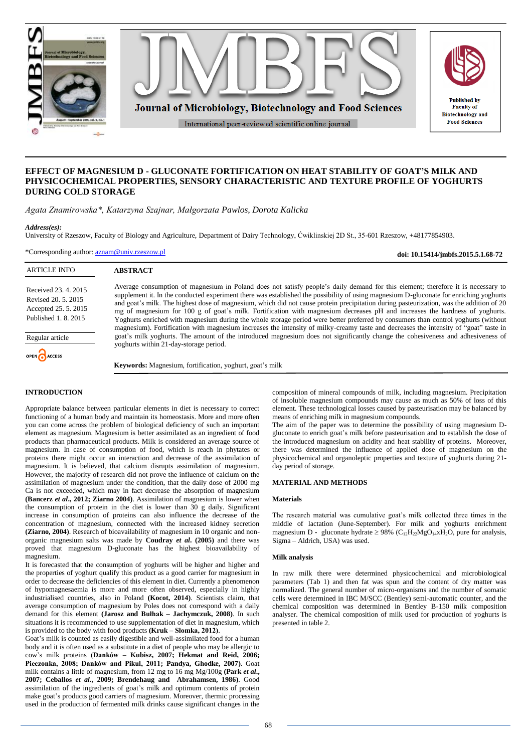# EFFECT OF MAGNESIUM D - GLUCONATE FORTIFICATION ON HEAT STABILITY OF GOAT'S MILK AND PHYSICOCHEMICAL PROPERTIES, SENSORY CHARACTERISTIC AND TEXTURE PROFILE OF YOGHURTS DURING COLD STORAGE

*Agata Znamirowska\*, Katarzyna Szajnar, Małgorzata Pawlos, Dorota Kalicka*

***Address(es):***
University of Rzeszow, Faculty of Biology and Agriculture, Department of Dairy Technology, Ćwiklinskiej 2D St., 35-601 Rzeszow, +48177854903.

\*Corresponding author: aznam@univ.rzeszow.pl

**doi: 10.15414/jmbfs.2015.5.1.68-72**

ARTICLE INFO

Received 23. 4. 2015
Revised 20. 5. 2015
Accepted 25. 5. 2015
Published 1. 8. 2015

Regular article

OPEN ACCESS

## ABSTRACT

Average consumption of magnesium in Poland does not satisfy people's daily demand for this element; therefore it is necessary to supplement it. In the conducted experiment there was established the possibility of using magnesium D-gluconate for enriching yoghurts and goat's milk. The highest dose of magnesium, which did not cause protein precipitation during pasteurization, was the addition of 20 mg of magnesium for 100 g of goat's milk. Fortification with magnesium decreases pH and increases the hardness of yoghurts. Yoghurts enriched with magnesium during the whole storage period were better preferred by consumers than control yoghurts (without magnesium). Fortification with magnesium increases the intensity of milky-creamy taste and decreases the intensity of "goat" taste in goat's milk yoghurts. The amount of the introduced magnesium does not significantly change the cohesiveness and adhesiveness of yoghurts within 21-day-storage period.

**Keywords:** Magnesium, fortification, yoghurt, goat's milk

## INTRODUCTION

Appropriate balance between particular elements in diet is necessary to correct functioning of a human body and maintain its homeostasis. More and more often you can come across the problem of biological deficiency of such an important element as magnesium. Magnesium is better assimilated as an ingredient of food products than pharmaceutical products. Milk is considered an average source of magnesium. In case of consumption of food, which is reach in phytates or proteins there might occur an interaction and decrease of the assimilation of magnesium. It is believed, that calcium disrupts assimilation of magnesium. However, the majority of research did not prove the influence of calcium on the assimilation of magnesium under the condition, that the daily dose of 2000 mg Ca is not exceeded, which may in fact decrease the absorption of magnesium **(Bancerz *et al*., 2012; Ziarno 2004)**. Assimilation of magnesium is lower when the consumption of protein in the diet is lower than 30 g daily. Significant increase in consumption of proteins can also influence the decrease of the concentration of magnesium, connected with the increased kidney secretion **(Ziarno, 2004)**. Research of bioavailability of magnesium in 10 organic and non-organic magnesium salts was made by **Coudray *et al*. (2005)** and there was proved that magnesium D-gluconate has the highest bioavailability of magnesium.

It is forecasted that the consumption of yoghurts will be higher and higher and the properties of yoghurt qualify this product as a good carrier for magnesium in order to decrease the deficiencies of this element in diet. Currently a phenomenon of hypomagnesaemia is more and more often observed, especially in highly industrialised countries, also in Poland **(Kocot, 2014)**. Scientists claim, that average consumption of magnesium by Poles does not correspond with a daily demand for this element **(Jarosz and Bułhak – Jachymczuk, 2008)**. In such situations it is recommended to use supplementation of diet in magnesium, which is provided to the body with food products **(Kruk – Słomka, 2012)**.

Goat's milk is counted as easily digestible and well-assimilated food for a human body and it is often used as a substitute in a diet of people who may be allergic to cow's milk proteins **(Danków – Kubisz, 2007; Hekmat and Reid, 2006; Pieczonka, 2008; Danków and Pikul, 2011; Pandya, Ghodke, 2007)**. Goat milk contains a little of magnesium, from 12 mg to 16 mg Mg/100g **(Park *et al*., 2007; Ceballos *et al*., 2009; Brendehaug and Abrahamsen, 1986)**. Good assimilation of the ingredients of goat's milk and optimum contents of protein make goat's products good carriers of magnesium. Moreover, thermic processing used in the production of fermented milk drinks cause significant changes in the composition of mineral compounds of milk, including magnesium. Precipitation of insoluble magnesium compounds may cause as much as 50% of loss of this element. These technological losses caused by pasteurisation may be balanced by means of enriching milk in magnesium compounds.

The aim of the paper was to determine the possibility of using magnesium D-gluconate to enrich goat's milk before pasteurisation and to establish the dose of the introduced magnesium on acidity and heat stability of proteins. Moreover, there was determined the influence of applied dose of magnesium on the physicochemical and organoleptic properties and texture of yoghurts during 21-day period of storage.

## MATERIAL AND METHODS

### Materials

The research material was cumulative goat's milk collected three times in the middle of lactation (June-September). For milk and yoghurts enrichment magnesium D - gluconate hydrate ≥ 98% ($C_{12}H_{22}MgO_{14}xH_2O$, pure for analysis, Sigma – Aldrich, USA) was used.

### Milk analysis

In raw milk there were determined physicochemical and microbiological parameters (Tab 1) and then fat was spun and the content of dry matter was normalized. The general number of micro-organisms and the number of somatic cells were determined in IBC M/SCC (Bentley) semi-automatic counter, and the chemical composition was determined in Bentley B-150 milk composition analyser. The chemical composition of milk used for production of yoghurts is presented in table 2.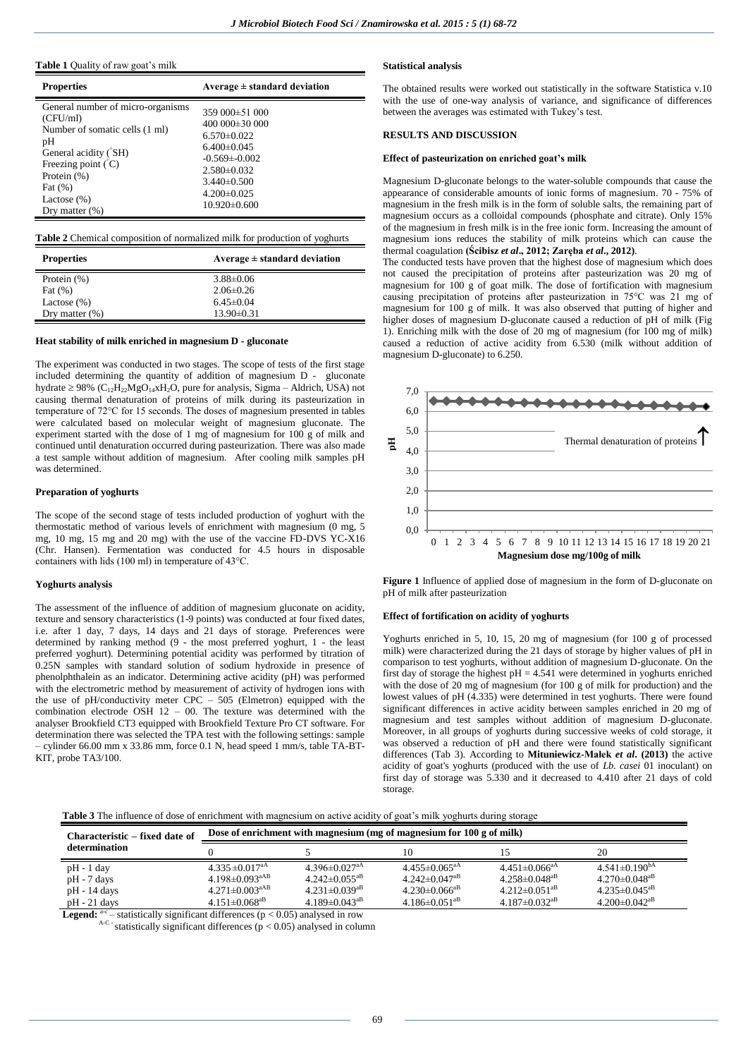**Table 1** Quality of raw goat's milk

| Properties | Average ± standard deviation |
|---|---|
| General number of micro-organisms (CFU/ml) | 359 000±51 000 |
| Number of somatic cells (1 ml) | 400 000±30 000 |
| pH | 6.570±0.022 |
| General acidity (°SH) | 6.400±0.045 |
| Freezing point (°C) | -0.569±-0.002 |
| Protein (%) | 2.580±0.032 |
| Fat (%) | 3.440±0.500 |
| Lactose (%) | 4.200±0.025 |
| Dry matter (%) | 10.920±0.600 |

**Table 2** Chemical composition of normalized milk for production of yoghurts

| Properties | Average ± standard deviation |
|---|---|
| Protein (%) | 3.88±0.06 |
| Fat (%) | 2.06±0.26 |
| Lactose (%) | 6.45±0.04 |
| Dry matter (%) | 13.90±0.31 |

### Heat stability of milk enriched in magnesium D - gluconate

The experiment was conducted in two stages. The scope of tests of the first stage included determining the quantity of addition of magnesium D - gluconate hydrate ≥ 98% ($C_{12}H_{22}MgO_{14}xH_2O$, pure for analysis, Sigma – Aldrich, USA) not causing thermal denaturation of proteins of milk during its pasteurization in temperature of 72°C for 15 seconds. The doses of magnesium presented in tables were calculated based on molecular weight of magnesium gluconate. The experiment started with the dose of 1 mg of magnesium for 100 g of milk and continued until denaturation occurred during pasteurization. There was also made a test sample without addition of magnesium. After cooling milk samples pH was determined.

### Preparation of yoghurts

The scope of the second stage of tests included production of yoghurt with the thermostatic method of various levels of enrichment with magnesium (0 mg, 5 mg, 10 mg, 15 mg and 20 mg) with the use of the vaccine FD-DVS YC-X16 (Chr. Hansen). Fermentation was conducted for 4.5 hours in disposable containers with lids (100 ml) in temperature of 43°C.

### Yoghurts analysis

The assessment of the influence of addition of magnesium gluconate on acidity, texture and sensory characteristics (1-9 points) was conducted at four fixed dates, i.e. after 1 day, 7 days, 14 days and 21 days of storage. Preferences were determined by ranking method (9 - the most preferred yoghurt, 1 - the least preferred yoghurt). Determining potential acidity was performed by titration of 0.25N samples with standard solution of sodium hydroxide in presence of phenolphthalein as an indicator. Determining active acidity (pH) was performed with the electrometric method by measurement of activity of hydrogen ions with the use of pH/conductivity meter CPC – 505 (Elmetron) equipped with the combination electrode OSH 12 – 00. The texture was determined with the analyser Brookfield CT3 equipped with Brookfield Texture Pro CT software. For determination there was selected the TPA test with the following settings: sample – cylinder 66.00 mm x 33.86 mm, force 0.1 N, head speed 1 mm/s, table TA-BT-KIT, probe TA3/100.

### Statistical analysis

The obtained results were worked out statistically in the software Statistica v.10 with the use of one-way analysis of variance, and significance of differences between the averages was estimated with Tukey's test.

## RESULTS AND DISCUSSION

### Effect of pasteurization on enriched goat's milk

Magnesium D-gluconate belongs to the water-soluble compounds that cause the appearance of considerable amounts of ionic forms of magnesium. 70 - 75% of magnesium in the fresh milk is in the form of soluble salts, the remaining part of magnesium occurs as a colloidal compounds (phosphate and citrate). Only 15% of the magnesium in fresh milk is in the free ionic form. Increasing the amount of magnesium ions reduces the stability of milk proteins which can cause the thermal coagulation (**Ścibisz *et al*., 2012; Zaręba *et al*., 2012**).

The conducted tests have proven that the highest dose of magnesium which does not caused the precipitation of proteins after pasteurization was 20 mg of magnesium for 100 g of goat milk. The dose of fortification with magnesium causing precipitation of proteins after pasteurization in 75°C was 21 mg of magnesium for 100 g of milk. It was also observed that putting of higher and higher doses of magnesium D-gluconate caused a reduction of pH of milk (Fig 1). Enriching milk with the dose of 20 mg of magnesium (for 100 mg of milk) caused a reduction of active acidity from 6.530 (milk without addition of magnesium D-gluconate) to 6.250.

**Figure 1** Influence of applied dose of magnesium in the form of D-gluconate on pH of milk after pasteurization

### Effect of fortification on acidity of yoghurts

Yoghurts enriched in 5, 10, 15, 20 mg of magnesium (for 100 g of processed milk) were characterized during the 21 days of storage by higher values of pH in comparison to test yoghurts, without addition of magnesium D-gluconate. On the first day of storage the highest pH = 4.541 were determined in yoghurts enriched with the dose of 20 mg of magnesium (for 100 g of milk for production) and the lowest values of pH (4.335) were determined in test yoghurts. There were found significant differences in active acidity between samples enriched in 20 mg of magnesium and test samples without addition of magnesium D-gluconate. Moreover, in all groups of yoghurts during successive weeks of cold storage, it was observed a reduction of pH and there were found statistically significant differences (Tab 3). According to **Mituniewicz-Małek *et al*. (2013)** the active acidity of goat's yoghurts (produced with the use of *Lb. casei* 01 inoculant) on first day of storage was 5.330 and it decreased to 4.410 after 21 days of cold storage.

**Table 3** The influence of dose of enrichment with magnesium on active acidity of goat's milk yoghurts during storage

| Characteristic – fixed date of determination | Dose of enrichment with magnesium (mg of magnesium for 100 g of milk) | | | | |
|---|---|---|---|---|---|
| | 0 | 5 | 10 | 15 | 20 |
| pH - 1 day | 4.335±0.017[aA] | 4.396±0.027[aA] | 4.455±0.065[aA] | 4.451±0.066[aA] | 4.541±0.190[bA] |
| pH - 7 days | 4.198±0.093[aAB] | 4.242±0.055[aB] | 4.242±0.047[aB] | 4.258±0.048[aB] | 4.270±0.048[aB] |
| pH - 14 days | 4.271±0.003[aAB] | 4.231±0.039[aB] | 4.230±0.066[aB] | 4.212±0.051[aB] | 4.235±0.045[aB] |
| pH - 21 days | 4.151±0.068[aB] | 4.189±0.043[aB] | 4.186±0.051[aB] | 4.187±0.032[aB] | 4.200±0.042[aB] |

**Legend:** [a-c] – statistically significant differences ($p < 0.05$) analysed in row
[A-C] - statistically significant differences ($p < 0.05$) analysed in column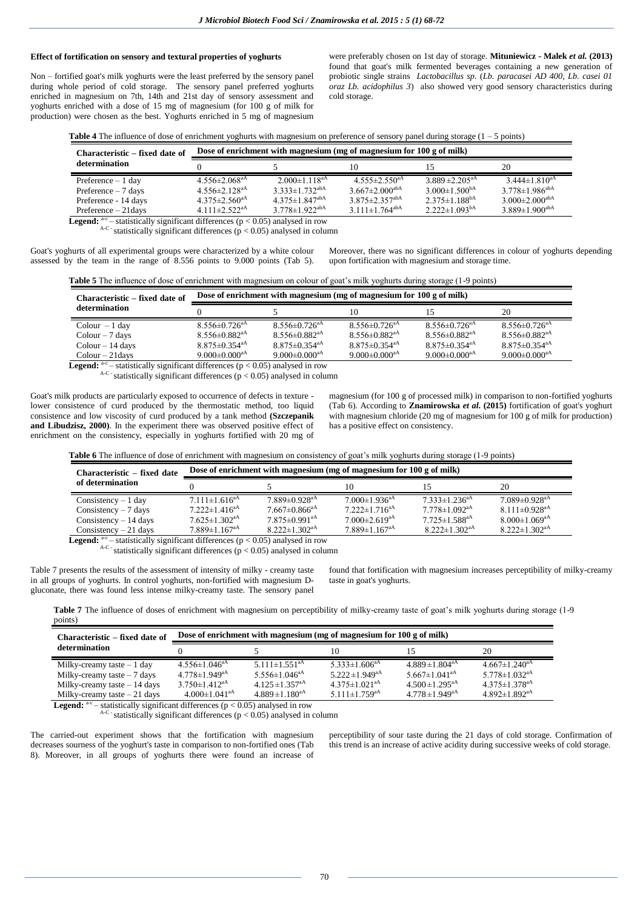**Effect of fortification on sensory and textural properties of yoghurts**

Non – fortified goat's milk yoghurts were the least preferred by the sensory panel during whole period of cold storage. The sensory panel preferred yoghurts enriched in magnesium on 7th, 14th and 21st day of sensory assessment and yoghurts enriched with a dose of 15 mg of magnesium (for 100 g of milk for production) were chosen as the best. Yoghurts enriched in 5 mg of magnesium were preferably chosen on 1st day of storage. **Mituniewicz - Malek *et al.* (2013)** found that goat's milk fermented beverages containing a new generation of probiotic single strains *Lactobacillus sp.* (*Lb. paracasei AD 400, Lb. casei 01 oraz Lb. acidophilus 3*) also showed very good sensory characteristics during cold storage.

**Table 4** The influence of dose of enrichment yoghurts with magnesium on preference of sensory panel during storage (1 – 5 points)

| Characteristic – fixed date of determination | Dose of enrichment with magnesium (mg of magnesium for 100 g of milk) | | | | |
|---|---|---|---|---|---|
| | 0 | 5 | 10 | 15 | 20 |
| Preference – 1 day | $4.556±2.068^{aA}$ | $2.000±1.118^{aA}$ | $4.555±2.550^{aA}$ | $3.889±2.205^{aA}$ | $3.444±1.810^{aA}$ |
| Preference – 7 days | $4.556±2.128^{aA}$ | $3.333±1.732^{abA}$ | $3.667±2.000^{abA}$ | $3.000±1.500^{bA}$ | $3.778±1.986^{abA}$ |
| Preference - 14 days | $4.375±2.560^{aA}$ | $4.375±1.847^{abA}$ | $3.875±2.357^{abA}$ | $2.375±1.188^{bA}$ | $3.000±2.000^{abA}$ |
| Preference – 21days | $4.111±2.522^{aA}$ | $3.778±1.922^{abA}$ | $3.111±1.764^{abA}$ | $2.222±1.093^{bA}$ | $3.889±1.900^{abA}$ |

**Legend:** $^{a-c}$ – statistically significant differences ($p < 0.05$) analysed in row
$^{A-C}$ - statistically significant differences ($p < 0.05$) analysed in column

Goat's yoghurts of all experimental groups were characterized by a white colour assessed by the team in the range of 8.556 points to 9.000 points (Tab 5). Moreover, there was no significant differences in colour of yoghurts depending upon fortification with magnesium and storage time.

**Table 5** The influence of dose of enrichment with magnesium on colour of goat's milk yoghurts during storage (1-9 points)

| Characteristic – fixed date of determination | Dose of enrichment with magnesium (mg of magnesium for 100 g of milk) | | | | |
|---|---|---|---|---|---|
| | 0 | 5 | 10 | 15 | 20 |
| Colour – 1 day | $8.556±0.726^{aA}$ | $8.556±0.726^{aA}$ | $8.556±0.726^{aA}$ | $8.556±0.726^{aA}$ | $8.556±0.726^{aA}$ |
| Colour – 7 days | $8.556±0.882^{aA}$ | $8.556±0.882^{aA}$ | $8.556±0.882^{aA}$ | $8.556±0.882^{aA}$ | $8.556±0.882^{aA}$ |
| Colour – 14 days | $8.875±0.354^{aA}$ | $8.875±0.354^{aA}$ | $8.875±0.354^{aA}$ | $8.875±0.354^{aA}$ | $8.875±0.354^{aA}$ |
| Colour – 21days | $9.000±0.000^{aA}$ | $9.000±0.000^{aA}$ | $9.000±0.000^{aA}$ | $9.000±0.000^{aA}$ | $9.000±0.000^{aA}$ |

**Legend:** $^{a-c}$ – statistically significant differences ($p < 0.05$) analysed in row
$^{A-C}$ - statistically significant differences ($p < 0.05$) analysed in column

Goat's milk products are particularly exposed to occurrence of defects in texture - lower consistence of curd produced by the thermostatic method, too liquid consistence and low viscosity of curd produced by a tank method **(Szczepanik and Libudzisz, 2000)**. In the experiment there was observed positive effect of enrichment on the consistency, especially in yoghurts fortified with 20 mg of magnesium (for 100 g of processed milk) in comparison to non-fortified yoghurts (Tab 6). According to **Znamirowska *et al.* (2015)** fortification of goat's yoghurt with magnesium chloride (20 mg of magnesium for 100 g of milk for production) has a positive effect on consistency.

**Table 6** The influence of dose of enrichment with magnesium on consistency of goat's milk yoghurts during storage (1-9 points)

| Characteristic – fixed date of determination | Dose of enrichment with magnesium (mg of magnesium for 100 g of milk) | | | | |
|---|---|---|---|---|---|
| | 0 | 5 | 10 | 15 | 20 |
| Consistency – 1 day | $7.111±1.616^{aA}$ | $7.889±0.928^{aA}$ | $7.000±1.936^{aA}$ | $7.333±1.236^{aA}$ | $7.089±0.928^{aA}$ |
| Consistency – 7 days | $7.222±1.416^{aA}$ | $7.667±0.866^{aA}$ | $7.222±1.716^{aA}$ | $7.778±1.092^{aA}$ | $8.111±0.928^{aA}$ |
| Consistency – 14 days | $7.625±1.302^{aA}$ | $7.875±0.991^{aA}$ | $7.000±2.619^{aA}$ | $7.725±1.588^{aA}$ | $8.000±1.069^{aA}$ |
| Consistency – 21 days | $7.889±1.167^{aA}$ | $8.222±1.302^{aA}$ | $7.889±1.167^{aA}$ | $8.222±1.302^{aA}$ | $8.222±1.302^{aA}$ |

**Legend:** $^{a-c}$ – statistically significant differences ($p < 0.05$) analysed in row
$^{A-C}$ - statistically significant differences ($p < 0.05$) analysed in column

Table 7 presents the results of the assessment of intensity of milky - creamy taste in all groups of yoghurts. In control yoghurts, non-fortified with magnesium D-gluconate, there was found less intense milky-creamy taste. The sensory panel found that fortification with magnesium increases perceptibility of milky-creamy taste in goat's yoghurts.

**Table 7** The influence of doses of enrichment with magnesium on perceptibility of milky-creamy taste of goat's milk yoghurts during storage (1-9 points)

| Characteristic – fixed date of determination | Dose of enrichment with magnesium (mg of magnesium for 100 g of milk) | | | | |
|---|---|---|---|---|---|
| | 0 | 5 | 10 | 15 | 20 |
| Milky-creamy taste – 1 day | $4.556±1.046^{aA}$ | $5.111±1.551^{aA}$ | $5.333±1.606^{aA}$ | $4.889±1.804^{aA}$ | $4.667±1.240^{aA}$ |
| Milky-creamy taste – 7 days | $4.778±1.949^{aA}$ | $5.556±1.046^{aA}$ | $5.222±1.949^{aA}$ | $5.667±1.041^{aA}$ | $5.778±1.032^{aA}$ |
| Milky-creamy taste – 14 days | $3.750±1.412^{aA}$ | $4.125±1.357^{aA}$ | $4.375±1.021^{aA}$ | $4.500±1.295^{aA}$ | $4.375±1.378^{aA}$ |
| Milky-creamy taste – 21 days | $4.000±1.041^{aA}$ | $4.889±1.180^{aA}$ | $5.111±1.759^{aA}$ | $4.778±1.949^{aA}$ | $4.892±1.892^{aA}$ |

**Legend:** $^{a-c}$ – statistically significant differences ($p < 0.05$) analysed in row
$^{A-C}$ - statistically significant differences ($p < 0.05$) analysed in column

The carried-out experiment shows that the fortification with magnesium decreases sourness of the yoghurt's taste in comparison to non-fortified ones (Tab 8). Moreover, in all groups of yoghurts there were found an increase of perceptibility of sour taste during the 21 days of cold storage. Confirmation of this trend is an increase of active acidity during successive weeks of cold storage.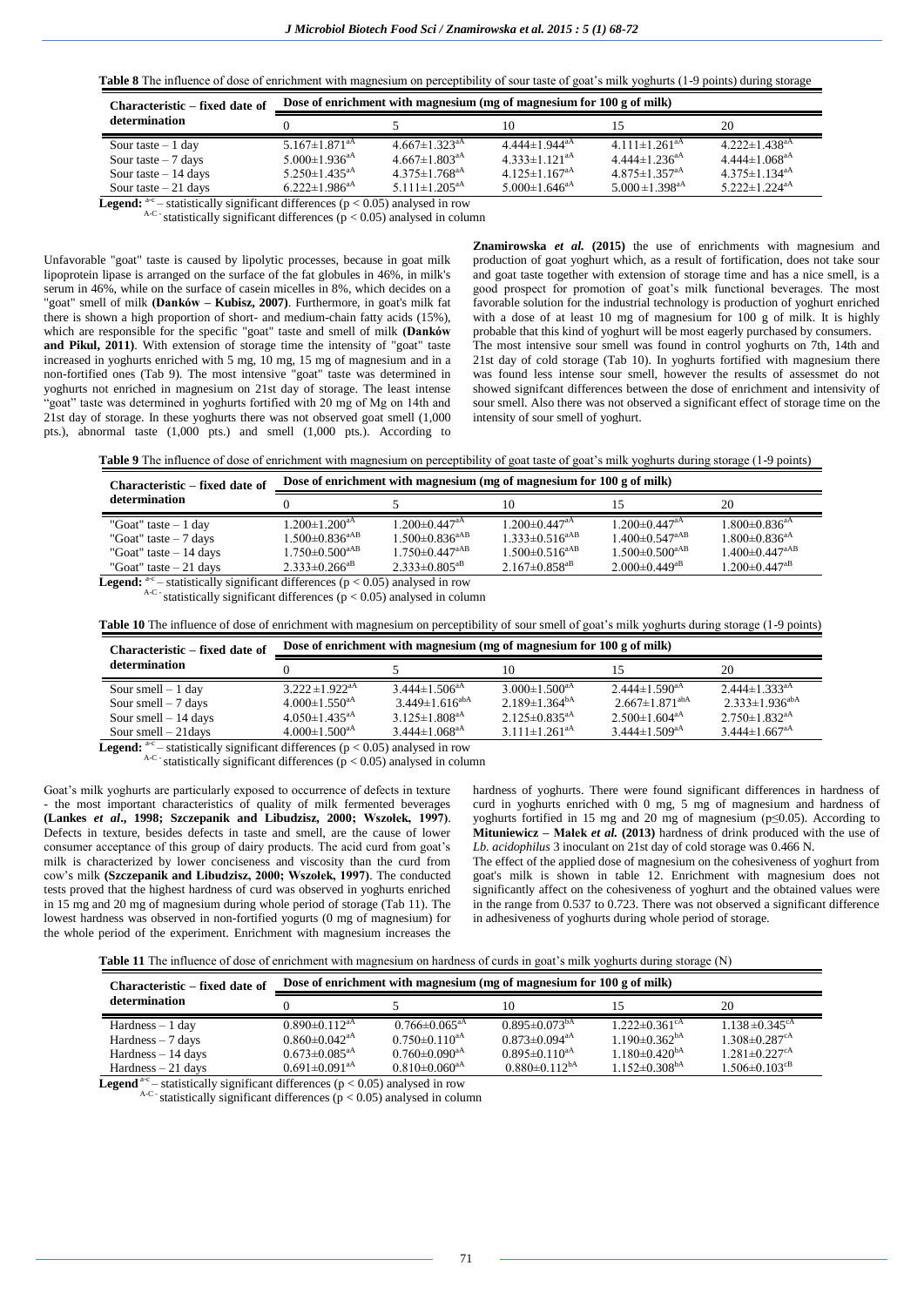**Table 8** The influence of dose of enrichment with magnesium on perceptibility of sour taste of goat's milk yoghurts (1-9 points) during storage

| Characteristic – fixed date of determination | Dose of enrichment with magnesium (mg of magnesium for 100 g of milk) | | | | |
|---|---|---|---|---|---|
| | 0 | 5 | 10 | 15 | 20 |
| Sour taste – 1 day | 5.167±1.871[aA] | 4.667±1.323[aA] | 4.444±1.944[aA] | 4.111±1.261[aA] | 4.222±1.438[aA] |
| Sour taste – 7 days | 5.000±1.936[aA] | 4.667±1.803[aA] | 4.333±1.121[aA] | 4.444±1.236[aA] | 4.444±1.068[aA] |
| Sour taste – 14 days | 5.250±1.435[aA] | 4.375±1.768[aA] | 4.125±1.167[aA] | 4.875±1.357[aA] | 4.375±1.134[aA] |
| Sour taste – 21 days | 6.222±1.986[aA] | 5.111±1.205[aA] | 5.000±1.646[aA] | 5.000 ±1.398[aA] | 5.222±1.224[aA] |

**Legend:** [a-c] – statistically significant differences ($p < 0.05$) analysed in row
[A-C] - statistically significant differences ($p < 0.05$) analysed in column

Unfavorable "goat" taste is caused by lipolytic processes, because in goat milk lipoprotein lipase is arranged on the surface of the fat globules in 46%, in milk's serum in 46%, while on the surface of casein micelles in 8%, which decides on a "goat" smell of milk **(Danków – Kubisz, 2007)**. Furthermore, in goat's milk fat there is shown a high proportion of short- and medium-chain fatty acids (15%), which are responsible for the specific "goat" taste and smell of milk **(Danków and Pikul, 2011)**. With extension of storage time the intensity of "goat" taste increased in yoghurts enriched with 5 mg, 10 mg, 15 mg of magnesium and in a non-fortified ones (Tab 9). The most intensive "goat" taste was determined in yoghurts not enriched in magnesium on 21st day of storage. The least intense "goat" taste was determined in yoghurts fortified with 20 mg of Mg on 14th and 21st day of storage. In these yoghurts there was not observed goat smell (1,000 pts.), abnormal taste (1,000 pts.) and smell (1,000 pts.). According to **Znamirowska *et al.* (2015)** the use of enrichments with magnesium and production of goat yoghurt which, as a result of fortification, does not take sour and goat taste together with extension of storage time and has a nice smell, is a good prospect for promotion of goat's milk functional beverages. The most favorable solution for the industrial technology is production of yoghurt enriched with a dose of at least 10 mg of magnesium for 100 g of milk. It is highly probable that this kind of yoghurt will be most eagerly purchased by consumers.

The most intensive sour smell was found in control yoghurts on 7th, 14th and 21st day of cold storage (Tab 10). In yoghurts fortified with magnesium there was found less intense sour smell, however the results of assessmet do not showed signifcant differences between the dose of enrichment and intensivity of sour smell. Also there was not observed a significant effect of storage time on the intensity of sour smell of yoghurt.

**Table 9** The influence of dose of enrichment with magnesium on perceptibility of goat taste of goat's milk yoghurts during storage (1-9 points)

| Characteristic – fixed date of determination | Dose of enrichment with magnesium (mg of magnesium for 100 g of milk) | | | | |
|---|---|---|---|---|---|
| | 0 | 5 | 10 | 15 | 20 |
| "Goat" taste – 1 day | 1.200±1.200[aA] | 1.200±0.447[aA] | 1.200±0.447[aA] | 1.200±0.447[aA] | 1.800±0.836[aA] |
| "Goat" taste – 7 days | 1.500±0.836[aAB] | 1.500±0.836[aAB] | 1.333±0.516[aAB] | 1.400±0.547[aAB] | 1.800±0.836[aA] |
| "Goat" taste – 14 days | 1.750±0.500[aAB] | 1.750±0.447[aAB] | 1.500±0.516[aAB] | 1.500±0.500[aAB] | 1.400±0.447[aAB] |
| "Goat" taste – 21 days | 2.333±0.266[aB] | 2.333±0.805[aB] | 2.167±0.858[aB] | 2.000±0.449[aB] | 1.200±0.447[aB] |

**Legend:** [a-c] – statistically significant differences ($p < 0.05$) analysed in row
[A-C] - statistically significant differences ($p < 0.05$) analysed in column

**Table 10** The influence of dose of enrichment with magnesium on perceptibility of sour smell of goat's milk yoghurts during storage (1-9 points)

| Characteristic – fixed date of determination | Dose of enrichment with magnesium (mg of magnesium for 100 g of milk) | | | | |
|---|---|---|---|---|---|
| | 0 | 5 | 10 | 15 | 20 |
| Sour smell – 1 day | 3.222 ±1.922[aA] | 3.444±1.506[aA] | 3.000±1.500[aA] | 2.444±1.590[aA] | 2.444±1.333[aA] |
| Sour smell – 7 days | 4.000±1.550[aA] | 3.449±1.616[abA] | 2.189±1.364[bA] | 2.667±1.871[abA] | 2.333±1.936[abA] |
| Sour smell – 14 days | 4.050±1.435[aA] | 3.125±1.808[aA] | 2.125±0.835[aA] | 2.500±1.604[aA] | 2.750±1.832[aA] |
| Sour smell – 21days | 4.000±1.500[aA] | 3.444±1.068[aA] | 3.111±1.261[aA] | 3.444±1.509[aA] | 3.444±1.667[aA] |

**Legend:** [a-c] – statistically significant differences ($p < 0.05$) analysed in row
[A-C] - statistically significant differences ($p < 0.05$) analysed in column

Goat's milk yoghurts are particularly exposed to occurrence of defects in texture - the most important characteristics of quality of milk fermented beverages **(Lankes *et al*., 1998; Szczepanik and Libudzisz, 2000; Wszołek, 1997)**. Defects in texture, besides defects in taste and smell, are the cause of lower consumer acceptance of this group of dairy products. The acid curd from goat's milk is characterized by lower conciseness and viscosity than the curd from cow's milk **(Szczepanik and Libudzisz, 2000; Wszołek, 1997)**. The conducted tests proved that the highest hardness of curd was observed in yoghurts enriched in 15 mg and 20 mg of magnesium during whole period of storage (Tab 11). The lowest hardness was observed in non-fortified yogurts (0 mg of magnesium) for the whole period of the experiment. Enrichment with magnesium increases the hardness of yoghurts. There were found significant differences in hardness of curd in yoghurts enriched with 0 mg, 5 mg of magnesium and hardness of yoghurts fortified in 15 mg and 20 mg of magnesium ($p \leq 0.05$). According to **Mituniewicz – Małek *et al.* (2013)** hardness of drink produced with the use of *Lb. acidophilus* 3 inoculant on 21st day of cold storage was 0.466 N.

The effect of the applied dose of magnesium on the cohesiveness of yoghurt from goat's milk is shown in table 12. Enrichment with magnesium does not significantly affect on the cohesiveness of yoghurt and the obtained values were in the range from 0.537 to 0.723. There was not observed a significant difference in adhesiveness of yoghurts during whole period of storage.

**Table 11** The influence of dose of enrichment with magnesium on hardness of curds in goat's milk yoghurts during storage (N)

| Characteristic – fixed date of determination | Dose of enrichment with magnesium (mg of magnesium for 100 g of milk) | | | | |
|---|---|---|---|---|---|
| | 0 | 5 | 10 | 15 | 20 |
| Hardness – 1 day | 0.890±0.112[aA] | 0.766±0.065[aA] | 0.895±0.073[bA] | 1.222±0.361[cA] | 1.138 ±0.345[cA] |
| Hardness – 7 days | 0.860±0.042[aA] | 0.750±0.110[aA] | 0.873±0.094[aA] | 1.190±0.362[bA] | 1.308±0.287[cA] |
| Hardness – 14 days | 0.673±0.085[aA] | 0.760±0.090[aA] | 0.895±0.110[aA] | 1.180±0.420[bA] | 1.281±0.227[cA] |
| Hardness – 21 days | 0.691±0.091[aA] | 0.810±0.060[aA] | 0.880±0.112[bA] | 1.152±0.308[bA] | 1.506±0.103[cB] |

**Legend** [a-c] – statistically significant differences ($p < 0.05$) analysed in row
[A-C] - statistically significant differences ($p < 0.05$) analysed in column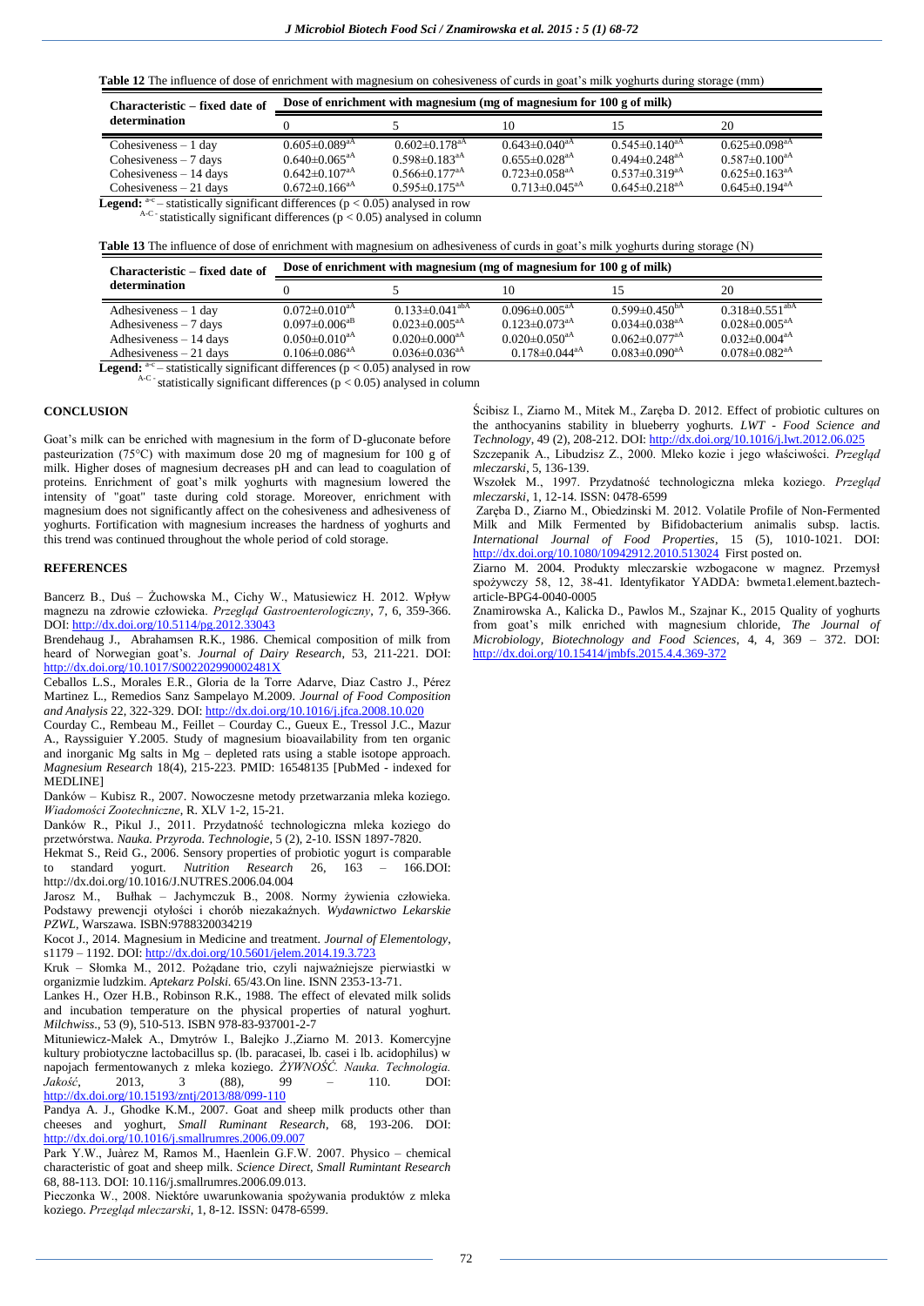**Table 12** The influence of dose of enrichment with magnesium on cohesiveness of curds in goat's milk yoghurts during storage (mm)

| Characteristic – fixed date of determination | Dose of enrichment with magnesium (mg of magnesium for 100 g of milk) | | | | |
|---|---|---|---|---|---|
| | 0 | 5 | 10 | 15 | 20 |
| Cohesiveness – 1 day | $0.605{\pm}0.089^{aA}$ | $0.602{\pm}0.178^{aA}$ | $0.643{\pm}0.040^{aA}$ | $0.545{\pm}0.140^{aA}$ | $0.625{\pm}0.098^{aA}$ |
| Cohesiveness – 7 days | $0.640{\pm}0.065^{aA}$ | $0.598{\pm}0.183^{aA}$ | $0.655{\pm}0.028^{aA}$ | $0.494{\pm}0.248^{aA}$ | $0.587{\pm}0.100^{aA}$ |
| Cohesiveness – 14 days | $0.642{\pm}0.107^{aA}$ | $0.566{\pm}0.177^{aA}$ | $0.723{\pm}0.058^{aA}$ | $0.537{\pm}0.319^{aA}$ | $0.625{\pm}0.163^{aA}$ |
| Cohesiveness – 21 days | $0.672{\pm}0.166^{aA}$ | $0.595{\pm}0.175^{aA}$ | $0.713{\pm}0.045^{aA}$ | $0.645{\pm}0.218^{aA}$ | $0.645{\pm}0.194^{aA}$ |

**Legend:** $^{a\text{-}c}$ – statistically significant differences ($p < 0.05$) analysed in row
$^{A\text{-}C}$ - statistically significant differences ($p < 0.05$) analysed in column

**Table 13** The influence of dose of enrichment with magnesium on adhesiveness of curds in goat's milk yoghurts during storage (N)

| Characteristic – fixed date of determination | Dose of enrichment with magnesium (mg of magnesium for 100 g of milk) | | | | |
|---|---|---|---|---|---|
| | 0 | 5 | 10 | 15 | 20 |
| Adhesiveness – 1 day | $0.072{\pm}0.010^{aA}$ | $0.133{\pm}0.041^{abA}$ | $0.096{\pm}0.005^{aA}$ | $0.599{\pm}0.450^{bA}$ | $0.318{\pm}0.551^{abA}$ |
| Adhesiveness – 7 days | $0.097{\pm}0.006^{aB}$ | $0.023{\pm}0.005^{aA}$ | $0.123{\pm}0.073^{aA}$ | $0.034{\pm}0.038^{aA}$ | $0.028{\pm}0.005^{aA}$ |
| Adhesiveness – 14 days | $0.050{\pm}0.010^{aA}$ | $0.020{\pm}0.000^{aA}$ | $0.020{\pm}0.050^{aA}$ | $0.062{\pm}0.077^{aA}$ | $0.032{\pm}0.004^{aA}$ |
| Adhesiveness – 21 days | $0.106{\pm}0.086^{aA}$ | $0.036{\pm}0.036^{aA}$ | $0.178{\pm}0.044^{aA}$ | $0.083{\pm}0.090^{aA}$ | $0.078{\pm}0.082^{aA}$ |

**Legend:** $^{a\text{-}c}$ – statistically significant differences ($p < 0.05$) analysed in row
$^{A\text{-}C}$ - statistically significant differences ($p < 0.05$) analysed in column

## CONCLUSION

Goat's milk can be enriched with magnesium in the form of D-gluconate before pasteurization (75°C) with maximum dose 20 mg of magnesium for 100 g of milk. Higher doses of magnesium decreases pH and can lead to coagulation of proteins. Enrichment of goat's milk yoghurts with magnesium lowered the intensity of "goat" taste during cold storage. Moreover, enrichment with magnesium does not significantly affect on the cohesiveness and adhesiveness of yoghurts. Fortification with magnesium increases the hardness of yoghurts and this trend was continued throughout the whole period of cold storage.

## REFERENCES

Bancerz B., Duś – Żuchowska M., Cichy W., Matusiewicz H. 2012. Wpływ magnezu na zdrowie człowieka. *Przegląd Gastroenterologiczny*, 7, 6, 359-366. DOI: http://dx.doi.org/10.5114/pg.2012.33043

Brendehaug J., Abrahamsen R.K., 1986. Chemical composition of milk from heard of Norwegian goat's. *Journal of Dairy Research*, 53, 211-221. DOI: http://dx.doi.org/10.1017/S002202990002481X

Ceballos L.S., Morales E.R., Gloria de la Torre Adarve, Diaz Castro J., Pérez Martinez L., Remedios Sanz Sampelayo M.2009. *Journal of Food Composition and Analysis* 22, 322-329. DOI: http://dx.doi.org/10.1016/j.jfca.2008.10.020

Courday C., Rembeau M., Feillet – Courday C., Gueux E., Tressol J.C., Mazur A., Rayssiguier Y.2005. Study of magnesium bioavailability from ten organic and inorganic Mg salts in Mg – depleted rats using a stable isotope approach. *Magnesium Research* 18(4), 215-223. PMID: 16548135 [PubMed - indexed for MEDLINE]

Danków – Kubisz R., 2007. Nowoczesne metody przetwarzania mleka koziego. *Wiadomości Zootechniczne*, R. XLV 1-2, 15-21.

Danków R., Pikul J., 2011. Przydatność technologiczna mleka koziego do przetwórstwa. *Nauka. Przyroda. Technologie*, 5 (2), 2-10. ISSN 1897-7820.

Hekmat S., Reid G., 2006. Sensory properties of probiotic yogurt is comparable to standard yogurt. *Nutrition Research* 26, 163 – 166.DOI: http://dx.doi.org/10.1016/J.NUTRES.2006.04.004

Jarosz M., Bułhak – Jachymczuk B., 2008. Normy żywienia człowieka. Podstawy prewencji otyłości i chorób niezakaźnych. *Wydawnictwo Lekarskie PZWL*, Warszawa. ISBN:9788320034219

Kocot J., 2014. Magnesium in Medicine and treatment. *Journal of Elementology*, s1179 – 1192. DOI: http://dx.doi.org/10.5601/jelem.2014.19.3.723

Kruk – Słomka M., 2012. Pożądane trio, czyli najważniejsze pierwiastki w organizmie ludzkim. *Aptekarz Polski*. 65/43.On line. ISNN 2353-13-71.

Lankes H., Ozer H.B., Robinson R.K., 1988. The effect of elevated milk solids and incubation temperature on the physical properties of natural yoghurt. *Milchwiss.*, 53 (9), 510-513. ISBN 978-83-937001-2-7

Mituniewicz-Małek A., Dmytrów I., Balejko J.,Ziarno M. 2013. Komercyjne kultury probiotyczne lactobacillus sp. (lb. paracasei, lb. casei i lb. acidophilus) w napojach fermentowanych z mleka koziego. *ŻYWNOŚĆ. Nauka. Technologia. Jakość*, 2013, 3 (88), 99 – 110. DOI: http://dx.doi.org/10.15193/zntj/2013/88/099-110

Pandya A. J., Ghodke K.M., 2007. Goat and sheep milk products other than cheeses and yoghurt, *Small Ruminant Research*, 68, 193-206. DOI: http://dx.doi.org/10.1016/j.smallrumres.2006.09.007

Park Y.W., Juàrez M, Ramos M., Haenlein G.F.W. 2007. Physico – chemical characteristic of goat and sheep milk. *Science Direct, Small Rumintant Research* 68, 88-113. DOI: 10.116/j.smallrumres.2006.09.013.

Pieczonka W., 2008. Niektóre uwarunkowania spożywania produktów z mleka koziego. *Przegląd mleczarski*, 1, 8-12. ISSN: 0478-6599.

Ścibisz I., Ziarno M., Mitek M., Zaręba D. 2012. Effect of probiotic cultures on the anthocyanins stability in blueberry yoghurts. *LWT - Food Science and Technology*, 49 (2), 208-212. DOI: http://dx.doi.org/10.1016/j.lwt.2012.06.025

Szczepanik A., Libudzisz Z., 2000. Mleko kozie i jego właściwości. *Przegląd mleczarski*, 5, 136-139.

Wszołek M., 1997. Przydatność technologiczna mleka koziego. *Przegląd mleczarski*, 1, 12-14. ISSN: 0478-6599

Zaręba D., Ziarno M., Obiedzinski M. 2012. Volatile Profile of Non-Fermented Milk and Milk Fermented by Bifidobacterium animalis subsp. lactis. *International Journal of Food Properties*, 15 (5), 1010-1021. DOI: http://dx.doi.org/10.1080/10942912.2010.513024 First posted on.

Ziarno M. 2004. Produkty mleczarskie wzbogacone w magnez. Przemysł spożywczy 58, 12, 38-41. Identyfikator YADDA: bwmeta1.element.baztech-article-BPG4-0040-0005

Znamirowska A., Kalicka D., Pawlos M., Szajnar K., 2015 Quality of yoghurts from goat's milk enriched with magnesium chloride, *The Journal of Microbiology, Biotechnology and Food Sciences*, 4, 4, 369 – 372. DOI: http://dx.doi.org/10.15414/jmbfs.2015.4.4.369-372